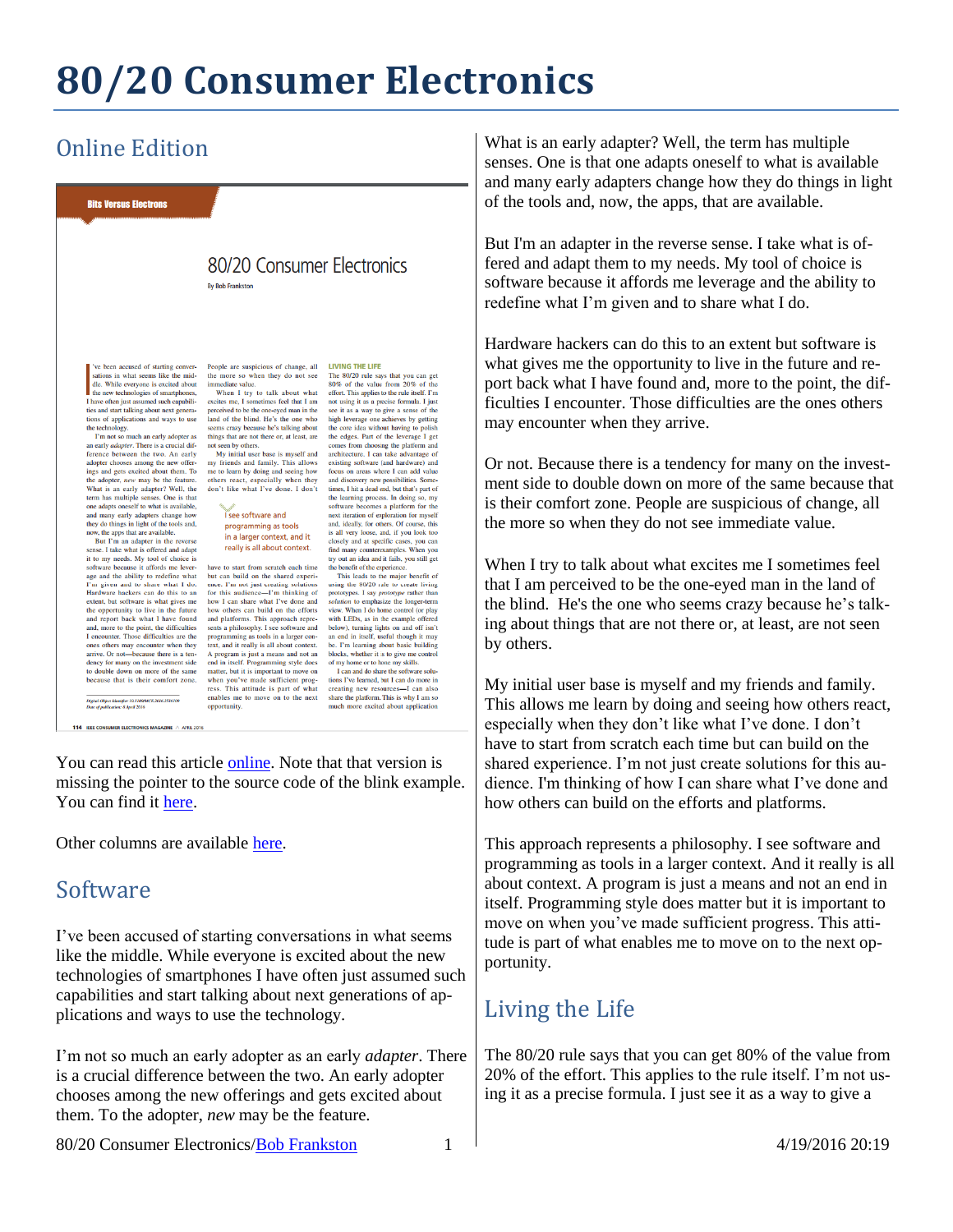# 80/20 Consumer Electronics

## Online Edition

You can read this article online. Note that that version is missing the pointer to the source code of the blink example. You can find it here.

Other columns are available here.

## Software

I've been accused of starting conversations in what seems like the middle. While everyone is excited about the new technologies of smartphones I have often just assumed such capabilities and start talking about next generations of applications and ways to use the technology.

I'm not so much an early adopter as an early *adapter*. There is a crucial difference between the two. An early adopter chooses among the new offerings and gets excited about them. To the adapter, *new* may be the feature.

What is an early adapter? Well, the term has multiple senses. One is that one adapts oneself to what is available and many early adapters change how they do things in light of the tools and, now, the apps, that are available.

But I'm an adapter in the reverse sense. I take what is offered and adapt them to my needs. My tool of choice is software because it affords me leverage and the ability to redefine what I'm given and to share what I do.

Hardware hackers can do this to an extent but software is what gives me the opportunity to live in the future and report back what I have found and, more to the point, the difficulties I encounter. Those difficulties are the ones others may encounter when they arrive.

Or not. Because there is a tendency for many on the investment side to double down on more of the same because that is their comfort zone. People are suspicious of change, all the more so when they do not see immediate value.

When I try to talk about what excites me I sometimes feel that I am perceived to be the one-eyed man in the land of the blind. He's the one who seems crazy because he's talking about things that are not there or, at least, are not seen by others.

My initial user base is myself and my friends and family. This allows me learn by doing and seeing how others react, especially when they don't like what I've done. I don't have to start from scratch each time but can build on the shared experience. I'm not just create solutions for this audience. I'm thinking of how I can share what I've done and how others can build on the efforts and platforms.

This approach represents a philosophy. I see software and programming as tools in a larger context. And it really is all about context. A program is just a means and not an end in itself. Programming style does matter but it is important to move on when you've made sufficient progress. This attitude is part of what enables me to move on to the next opportunity.

## Living the Life

The 80/20 rule says that you can get 80% of the value from 20% of the effort. This applies to the rule itself. I'm not using it as a precise formula. I just see it as a way to give a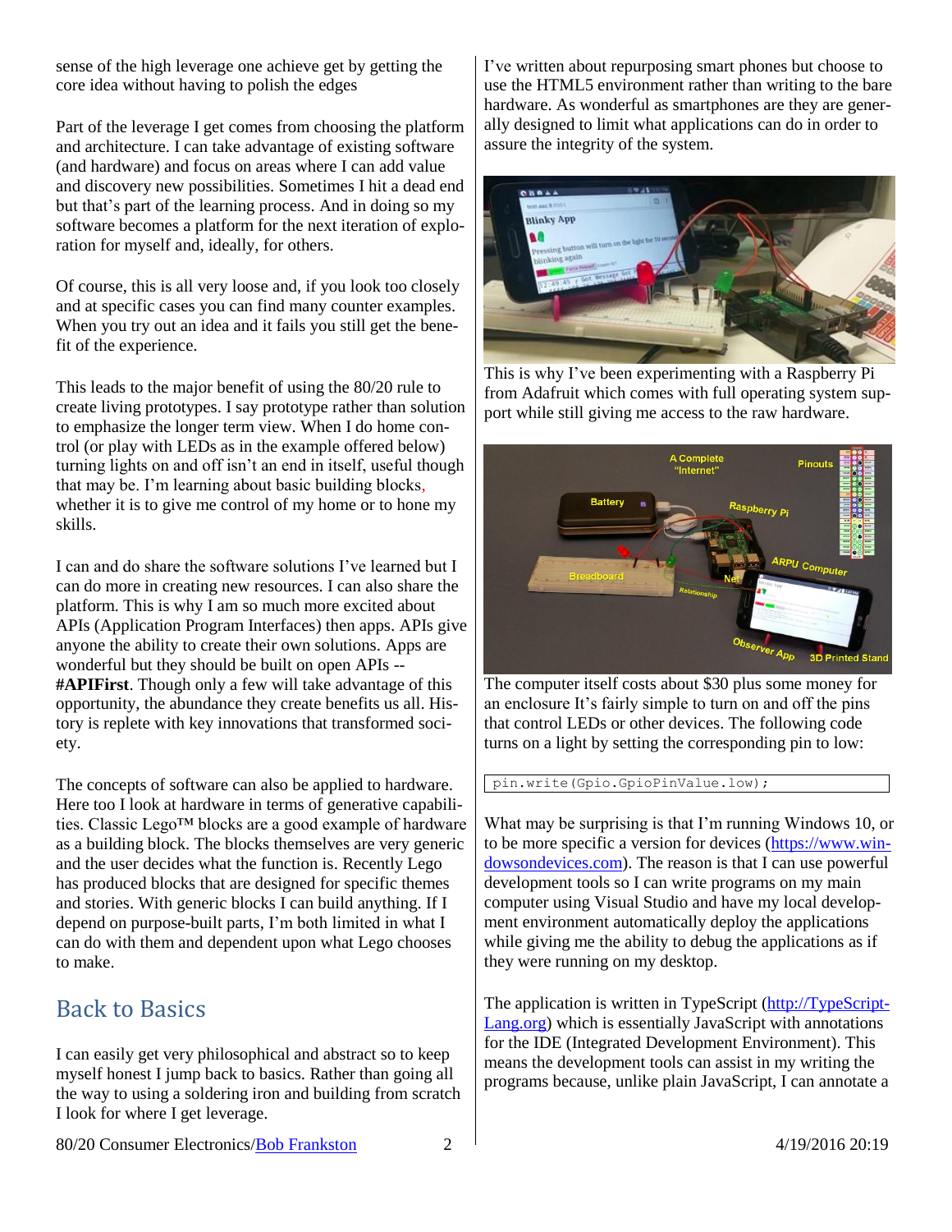sense of the high leverage one achieve get by getting the core idea without having to polish the edges

Part of the leverage I get comes from choosing the platform and architecture. I can take advantage of existing software (and hardware) and focus on areas where I can add value and discovery new possibilities. Sometimes I hit a dead end but that's part of the learning process. And in doing so my software becomes a platform for the next iteration of exploration for myself and, ideally, for others.

Of course, this is all very loose and, if you look too closely and at specific cases you can find many counter examples. When you try out an idea and it fails you still get the benefit of the experience.

This leads to the major benefit of using the 80/20 rule to create living prototypes. I say prototype rather than solution to emphasize the longer term view. When I do home control (or play with LEDs as in the example offered below) turning lights on and off isn't an end in itself, useful though that may be. I'm learning about basic building blocks, whether it is to give me control of my home or to hone my skills.

I can and do share the software solutions I've learned but I can do more in creating new resources. I can also share the platform. This is why I am so much more excited about APIs (Application Program Interfaces) then apps. APIs give anyone the ability to create their own solutions. Apps are wonderful but they should be built on open APIs -- **#APIFirst**. Though only a few will take advantage of this opportunity, the abundance they create benefits us all. History is replete with key innovations that transformed society.

The concepts of software can also be applied to hardware. Here too I look at hardware in terms of generative capabilities. Classic Lego™ blocks are a good example of hardware as a building block. The blocks themselves are very generic and the user decides what the function is. Recently Lego has produced blocks that are designed for specific themes and stories. With generic blocks I can build anything. If I depend on purpose-built parts, I'm both limited in what I can do with them and dependent upon what Lego chooses to make.

## Back to Basics

I can easily get very philosophical and abstract so to keep myself honest I jump back to basics. Rather than going all the way to using a soldering iron and building from scratch I look for where I get leverage.

I've written about repurposing smart phones but choose to use the HTML5 environment rather than writing to the bare hardware. As wonderful as smartphones are they are generally designed to limit what applications can do in order to assure the integrity of the system.

This is why I've been experimenting with a Raspberry Pi from Adafruit which comes with full operating system support while still giving me access to the raw hardware.

The computer itself costs about $30 plus some money for an enclosure It's fairly simple to turn on and off the pins that control LEDs or other devices. The following code turns on a light by setting the corresponding pin to low:

```
pin.write(Gpio.GpioPinValue.low);
```

What may be surprising is that I'm running Windows 10, or to be more specific a version for devices (https://www.windowsondevices.com). The reason is that I can use powerful development tools so I can write programs on my main computer using Visual Studio and have my local development environment automatically deploy the applications while giving me the ability to debug the applications as if they were running on my desktop.

The application is written in TypeScript (http://TypeScriptLang.org) which is essentially JavaScript with annotations for the IDE (Integrated Development Environment). This means the development tools can assist in my writing the programs because, unlike plain JavaScript, I can annotate a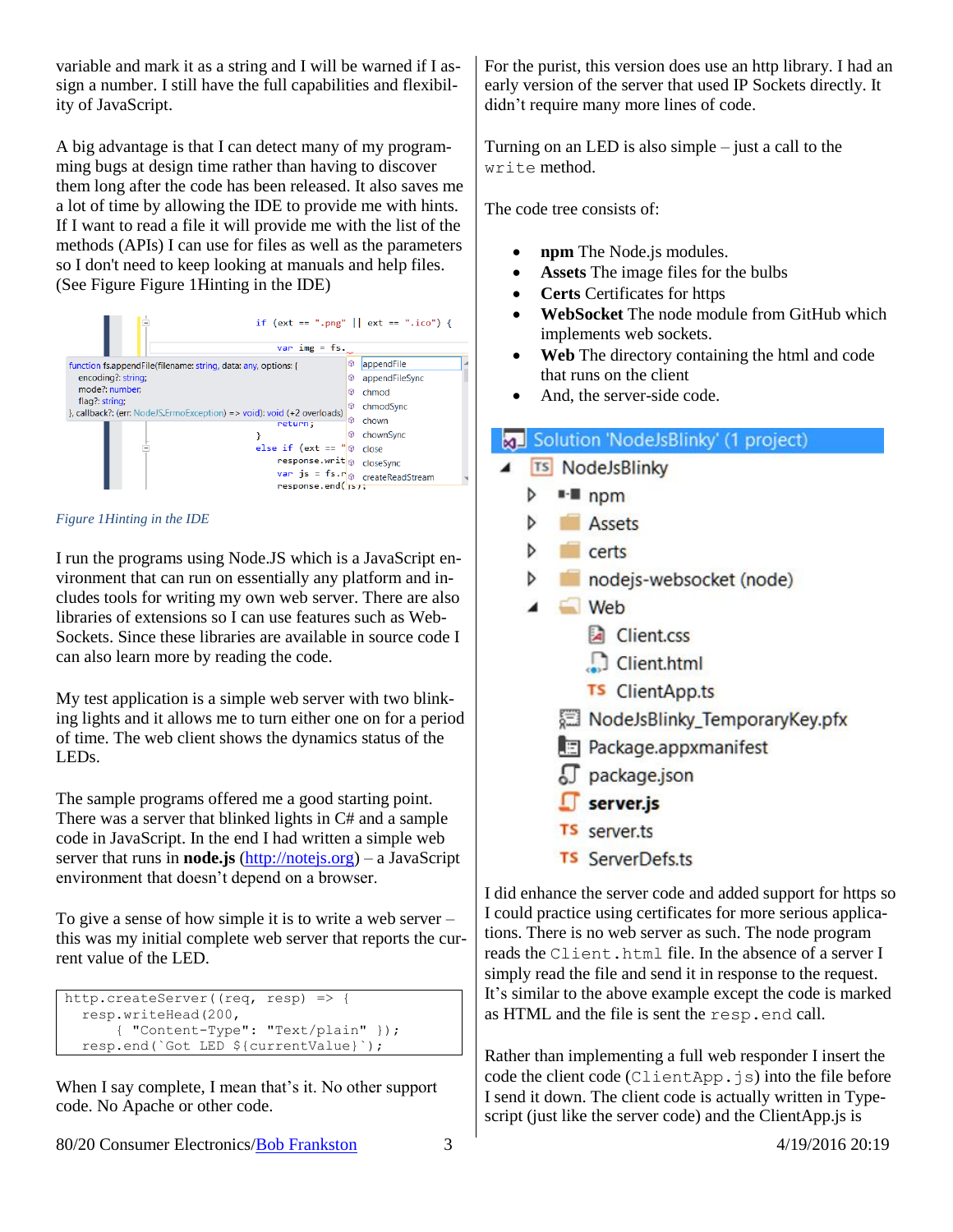variable and mark it as a string and I will be warned if I assign a number. I still have the full capabilities and flexibility of JavaScript.

A big advantage is that I can detect many of my programming bugs at design time rather than having to discover them long after the code has been released. It also saves me a lot of time by allowing the IDE to provide me with hints. If I want to read a file it will provide me with the list of the methods (APIs) I can use for files as well as the parameters so I don't need to keep looking at manuals and help files. (See Figure Figure 1Hinting in the IDE)

*Figure 1Hinting in the IDE*

I run the programs using Node.JS which is a JavaScript environment that can run on essentially any platform and includes tools for writing my own web server. There are also libraries of extensions so I can use features such as WebSockets. Since these libraries are available in source code I can also learn more by reading the code.

My test application is a simple web server with two blinking lights and it allows me to turn either one on for a period of time. The web client shows the dynamics status of the LEDs.

The sample programs offered me a good starting point. There was a server that blinked lights in C# and a sample code in JavaScript. In the end I had written a simple web server that runs in **node.js** (http://notejs.org) – a JavaScript environment that doesn't depend on a browser.

To give a sense of how simple it is to write a web server – this was my initial complete web server that reports the current value of the LED.

```
http.createServer((req, resp) => {
  resp.writeHead(200,
      { "Content-Type": "Text/plain" });
  resp.end(`Got LED ${currentValue}`);
```

When I say complete, I mean that's it. No other support code. No Apache or other code.

For the purist, this version does use an http library. I had an early version of the server that used IP Sockets directly. It didn't require many more lines of code.

Turning on an LED is also simple – just a call to the `write` method.

The code tree consists of:

- **npm** The Node.js modules.
- **Assets** The image files for the bulbs
- **Certs** Certificates for https
- **WebSocket** The node module from GitHub which implements web sockets.
- **Web** The directory containing the html and code that runs on the client
- And, the server-side code.

```
Solution 'NodeJsBlinky' (1 project)
  NodeJsBlinky
    npm
    Assets
    certs
    nodejs-websocket (node)
    Web
      Client.css
      Client.html
      ClientApp.ts
    NodeJsBlinky_TemporaryKey.pfx
    Package.appxmanifest
    package.json
    server.js
    server.ts
    ServerDefs.ts
```

I did enhance the server code and added support for https so I could practice using certificates for more serious applications. There is no web server as such. The node program reads the `Client.html` file. In the absence of a server I simply read the file and send it in response to the request. It's similar to the above example except the code is marked as HTML and the file is sent the `resp.end` call.

Rather than implementing a full web responder I insert the code the client code (`ClientApp.js`) into the file before I send it down. The client code is actually written in Typescript (just like the server code) and the ClientApp.js is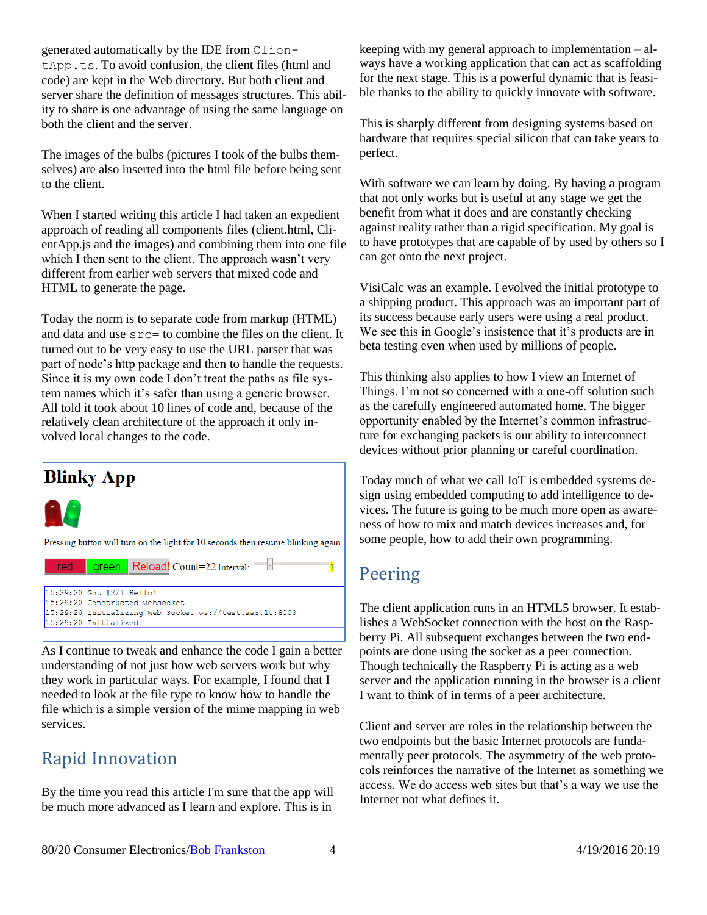generated automatically by the IDE from `ClientApp.ts`. To avoid confusion, the client files (html and code) are kept in the Web directory. But both client and server share the definition of messages structures. This ability to share is one advantage of using the same language on both the client and the server.

The images of the bulbs (pictures I took of the bulbs themselves) are also inserted into the html file before being sent to the client.

When I started writing this article I had taken an expedient approach of reading all components files (client.html, ClientApp.js and the images) and combining them into one file which I then sent to the client. The approach wasn't very different from earlier web servers that mixed code and HTML to generate the page.

Today the norm is to separate code from markup (HTML) and data and use `src=` to combine the files on the client. It turned out to be very easy to use the URL parser that was part of node's http package and then to handle the requests. Since it is my own code I don't treat the paths as file system names which it's safer than using a generic browser. All told it took about 10 lines of code and, because of the relatively clean architecture of the approach it only involved local changes to the code.

**Blinky App**

Pressing button will turn on the light for 10 seconds then resume blinking again

red | green | Reload! | Count=22 Interval: 1

```
15:29:20 Got #2/1 Hello!
15:29:20 Constructed websocket
15:29:20 Initializing Web Socket ws://test.aaz.lt:8003
15:29:20 Initialized
```

As I continue to tweak and enhance the code I gain a better understanding of not just how web servers work but why they work in particular ways. For example, I found that I needed to look at the file type to know how to handle the file which is a simple version of the mime mapping in web services.

## Rapid Innovation

By the time you read this article I'm sure that the app will be much more advanced as I learn and explore. This is in keeping with my general approach to implementation – always have a working application that can act as scaffolding for the next stage. This is a powerful dynamic that is feasible thanks to the ability to quickly innovate with software.

This is sharply different from designing systems based on hardware that requires special silicon that can take years to perfect.

With software we can learn by doing. By having a program that not only works but is useful at any stage we get the benefit from what it does and are constantly checking against reality rather than a rigid specification. My goal is to have prototypes that are capable of by used by others so I can get onto the next project.

VisiCalc was an example. I evolved the initial prototype to a shipping product. This approach was an important part of its success because early users were using a real product. We see this in Google's insistence that it's products are in beta testing even when used by millions of people.

This thinking also applies to how I view an Internet of Things. I'm not so concerned with a one-off solution such as the carefully engineered automated home. The bigger opportunity enabled by the Internet's common infrastructure for exchanging packets is our ability to interconnect devices without prior planning or careful coordination.

Today much of what we call IoT is embedded systems design using embedded computing to add intelligence to devices. The future is going to be much more open as awareness of how to mix and match devices increases and, for some people, how to add their own programming.

## Peering

The client application runs in an HTML5 browser. It establishes a WebSocket connection with the host on the Raspberry Pi. All subsequent exchanges between the two endpoints are done using the socket as a peer connection. Though technically the Raspberry Pi is acting as a web server and the application running in the browser is a client I want to think of in terms of a peer architecture.

Client and server are roles in the relationship between the two endpoints but the basic Internet protocols are fundamentally peer protocols. The asymmetry of the web protocols reinforces the narrative of the Internet as something we access. We do access web sites but that's a way we use the Internet not what defines it.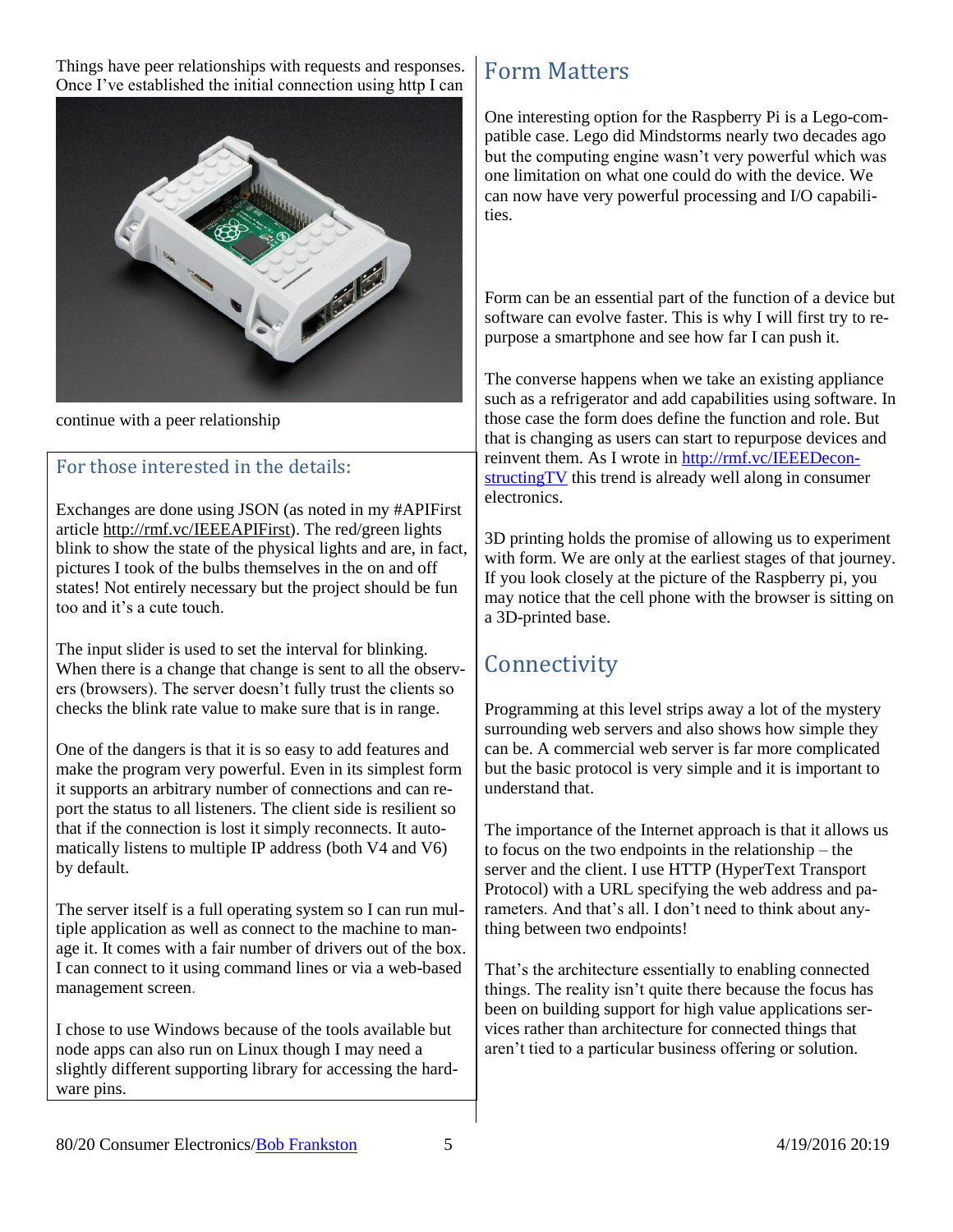Things have peer relationships with requests and responses. Once I've established the initial connection using http I can continue with a peer relationship

## For those interested in the details:

Exchanges are done using JSON (as noted in my #APIFirst article http://rmf.vc/IEEEAPIFirst). The red/green lights blink to show the state of the physical lights and are, in fact, pictures I took of the bulbs themselves in the on and off states! Not entirely necessary but the project should be fun too and it's a cute touch.

The input slider is used to set the interval for blinking. When there is a change that change is sent to all the observers (browsers). The server doesn't fully trust the clients so checks the blink rate value to make sure that is in range.

One of the dangers is that it is so easy to add features and make the program very powerful. Even in its simplest form it supports an arbitrary number of connections and can report the status to all listeners. The client side is resilient so that if the connection is lost it simply reconnects. It automatically listens to multiple IP address (both V4 and V6) by default.

The server itself is a full operating system so I can run multiple application as well as connect to the machine to manage it. It comes with a fair number of drivers out of the box. I can connect to it using command lines or via a web-based management screen.

I chose to use Windows because of the tools available but node apps can also run on Linux though I may need a slightly different supporting library for accessing the hardware pins.

## Form Matters

One interesting option for the Raspberry Pi is a Lego-compatible case. Lego did Mindstorms nearly two decades ago but the computing engine wasn't very powerful which was one limitation on what one could do with the device. We can now have very powerful processing and I/O capabilities.

Form can be an essential part of the function of a device but software can evolve faster. This is why I will first try to repurpose a smartphone and see how far I can push it.

The converse happens when we take an existing appliance such as a refrigerator and add capabilities using software. In those case the form does define the function and role. But that is changing as users can start to repurpose devices and reinvent them. As I wrote in http://rmf.vc/IEEEDeconstructingTV this trend is already well along in consumer electronics.

3D printing holds the promise of allowing us to experiment with form. We are only at the earliest stages of that journey. If you look closely at the picture of the Raspberry pi, you may notice that the cell phone with the browser is sitting on a 3D-printed base.

## Connectivity

Programming at this level strips away a lot of the mystery surrounding web servers and also shows how simple they can be. A commercial web server is far more complicated but the basic protocol is very simple and it is important to understand that.

The importance of the Internet approach is that it allows us to focus on the two endpoints in the relationship – the server and the client. I use HTTP (HyperText Transport Protocol) with a URL specifying the web address and parameters. And that's all. I don't need to think about anything between two endpoints!

That's the architecture essentially to enabling connected things. The reality isn't quite there because the focus has been on building support for high value applications services rather than architecture for connected things that aren't tied to a particular business offering or solution.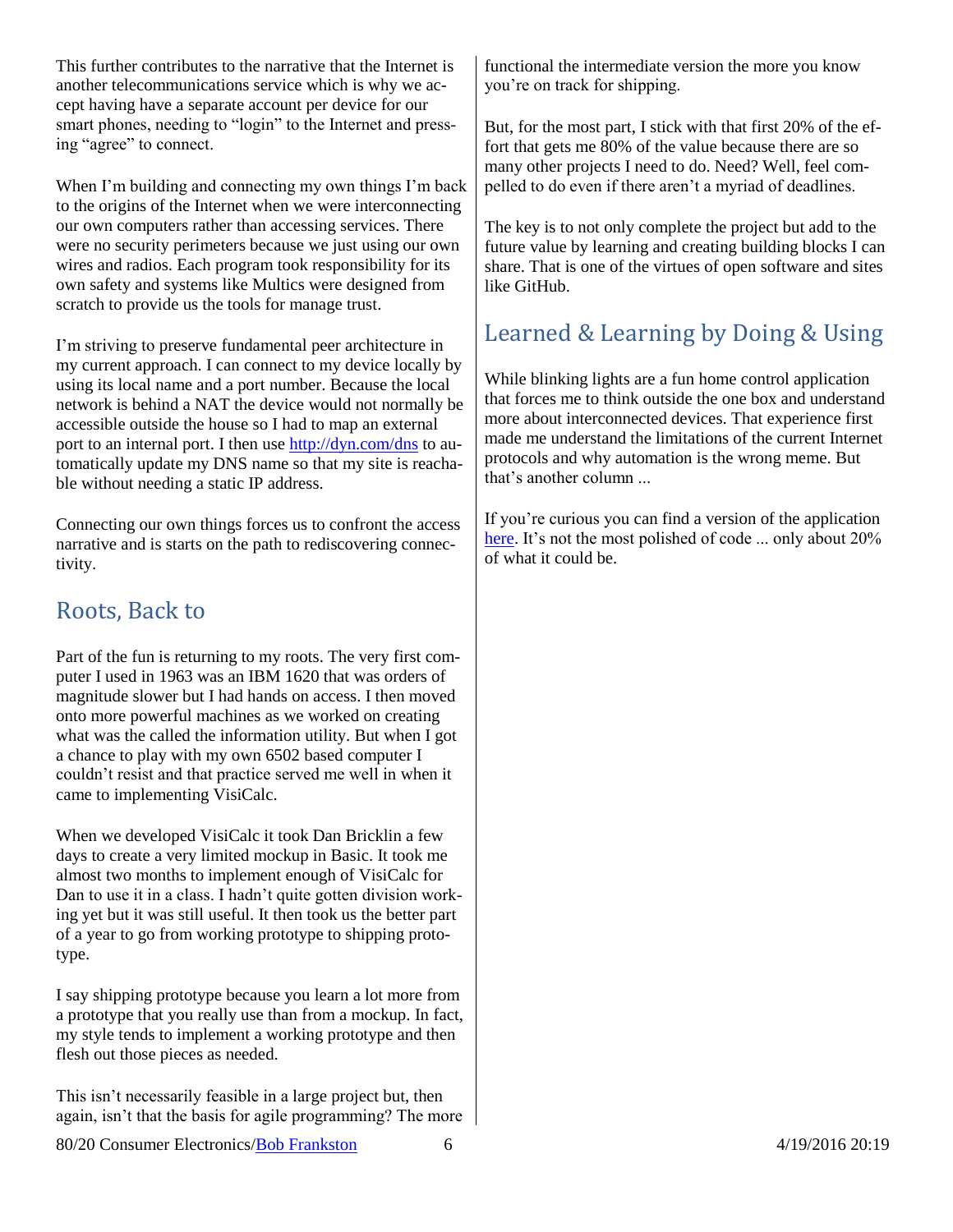This further contributes to the narrative that the Internet is another telecommunications service which is why we accept having have a separate account per device for our smart phones, needing to "login" to the Internet and pressing "agree" to connect.

When I'm building and connecting my own things I'm back to the origins of the Internet when we were interconnecting our own computers rather than accessing services. There were no security perimeters because we just using our own wires and radios. Each program took responsibility for its own safety and systems like Multics were designed from scratch to provide us the tools for manage trust.

I'm striving to preserve fundamental peer architecture in my current approach. I can connect to my device locally by using its local name and a port number. Because the local network is behind a NAT the device would not normally be accessible outside the house so I had to map an external port to an internal port. I then use [http://dyn.com/dns](http://dyn.com/dns) to automatically update my DNS name so that my site is reachable without needing a static IP address.

Connecting our own things forces us to confront the access narrative and is starts on the path to rediscovering connectivity.

## Roots, Back to

Part of the fun is returning to my roots. The very first computer I used in 1963 was an IBM 1620 that was orders of magnitude slower but I had hands on access. I then moved onto more powerful machines as we worked on creating what was the called the information utility. But when I got a chance to play with my own 6502 based computer I couldn't resist and that practice served me well in when it came to implementing VisiCalc.

When we developed VisiCalc it took Dan Bricklin a few days to create a very limited mockup in Basic. It took me almost two months to implement enough of VisiCalc for Dan to use it in a class. I hadn't quite gotten division working yet but it was still useful. It then took us the better part of a year to go from working prototype to shipping prototype.

I say shipping prototype because you learn a lot more from a prototype that you really use than from a mockup. In fact, my style tends to implement a working prototype and then flesh out those pieces as needed.

This isn't necessarily feasible in a large project but, then again, isn't that the basis for agile programming? The more functional the intermediate version the more you know you're on track for shipping.

But, for the most part, I stick with that first 20% of the effort that gets me 80% of the value because there are so many other projects I need to do. Need? Well, feel compelled to do even if there aren't a myriad of deadlines.

The key is to not only complete the project but add to the future value by learning and creating building blocks I can share. That is one of the virtues of open software and sites like GitHub.

## Learned & Learning by Doing & Using

While blinking lights are a fun home control application that forces me to think outside the one box and understand more about interconnected devices. That experience first made me understand the limitations of the current Internet protocols and why automation is the wrong meme. But that's another column ...

If you're curious you can find a version of the application here. It's not the most polished of code ... only about 20% of what it could be.